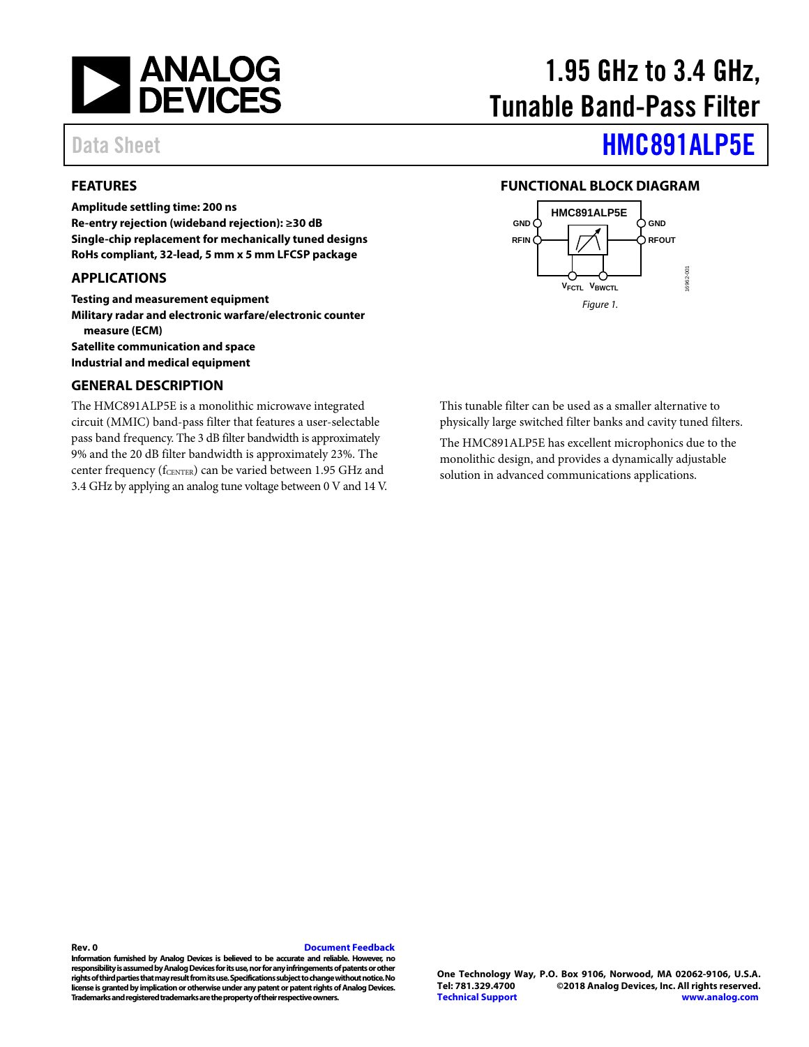# 1.95 GHz to 3.4 GHz, Tunable Band-Pass Filter

Data Sheet

# HMC891ALP5E

## FEATURES

**Amplitude settling time: 200 ns**
**Re-entry rejection (wideband rejection): ≥30 dB**
**Single-chip replacement for mechanically tuned designs**
**RoHs compliant, 32-lead, 5 mm x 5 mm LFCSP package**

## APPLICATIONS

**Testing and measurement equipment**
**Military radar and electronic warfare/electronic counter measure (ECM)**
**Satellite communication and space**
**Industrial and medical equipment**

## FUNCTIONAL BLOCK DIAGRAM

*Figure 1.*

## GENERAL DESCRIPTION

The HMC891ALP5E is a monolithic microwave integrated circuit (MMIC) band-pass filter that features a user-selectable pass band frequency. The 3 dB filter bandwidth is approximately 9% and the 20 dB filter bandwidth is approximately 23%. The center frequency ($f_{CENTER}$) can be varied between 1.95 GHz and 3.4 GHz by applying an analog tune voltage between 0 V and 14 V.

This tunable filter can be used as a smaller alternative to physically large switched filter banks and cavity tuned filters.

The HMC891ALP5E has excellent microphonics due to the monolithic design, and provides a dynamically adjustable solution in advanced communications applications.

**Rev. 0** [Document Feedback]

**Information furnished by Analog Devices is believed to be accurate and reliable. However, no responsibility is assumed by Analog Devices for its use, nor for any infringements of patents or other rights of third parties that may result from its use. Specifications subject to change without notice. No license is granted by implication or otherwise under any patent or patent rights of Analog Devices. Trademarks and registered trademarks are the property of their respective owners.**

**One Technology Way, P.O. Box 9106, Norwood, MA 02062-9106, U.S.A.**
**Tel: 781.329.4700 ©2018 Analog Devices, Inc. All rights reserved.**
**Technical Support www.analog.com**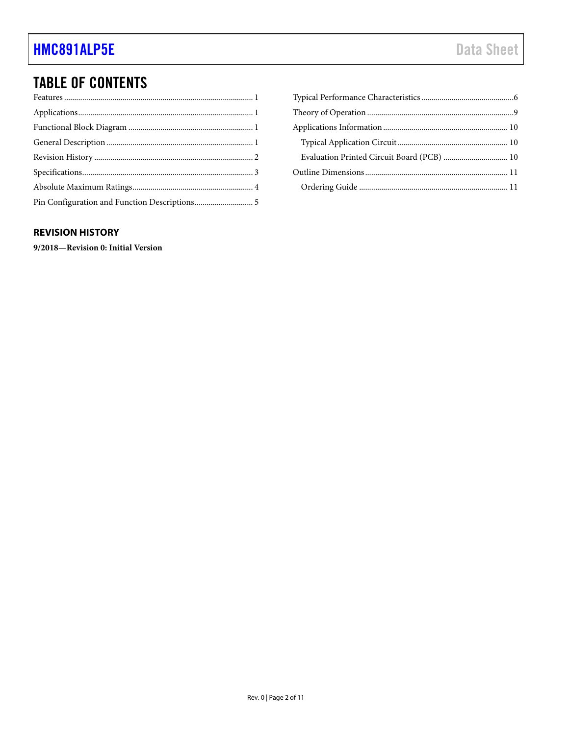# TABLE OF CONTENTS

Features ... 1
Applications ... 1
Functional Block Diagram ... 1
General Description ... 1
Revision History ... 2
Specifications ... 3
Absolute Maximum Ratings ... 4
Pin Configuration and Function Descriptions ... 5
Typical Performance Characteristics ... 6
Theory of Operation ... 9
Applications Information ... 10
  Typical Application Circuit ... 10
  Evaluation Printed Circuit Board (PCB) ... 10
Outline Dimensions ... 11
  Ordering Guide ... 11

## REVISION HISTORY

**9/2018—Revision 0: Initial Version**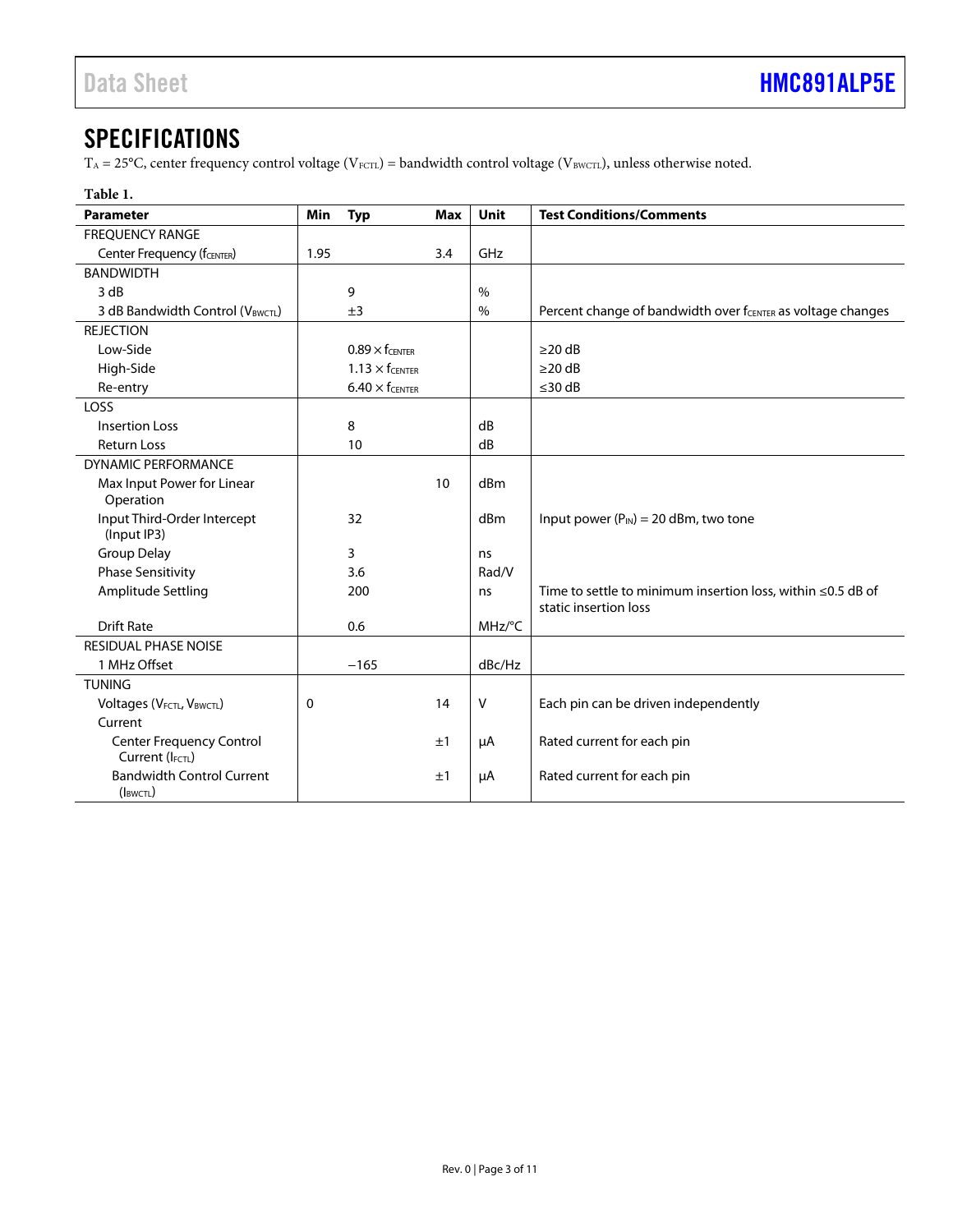# SPECIFICATIONS

$T_A$ = 25°C, center frequency control voltage ($V_{FCTL}$) = bandwidth control voltage ($V_{BWCTL}$), unless otherwise noted.

**Table 1.**

| Parameter | Min | Typ | Max | Unit | Test Conditions/Comments |
|---|---|---|---|---|---|
| FREQUENCY RANGE | | | | | |
| Center Frequency ($f_{CENTER}$) | 1.95 | | 3.4 | GHz | |
| BANDWIDTH | | | | | |
| 3 dB | | 9 | | % | |
| 3 dB Bandwidth Control ($V_{BWCTL}$) | | ±3 | | % | Percent change of bandwidth over $f_{CENTER}$ as voltage changes |
| REJECTION | | | | | |
| Low-Side | | $0.89 \times f_{CENTER}$ | | | ≥20 dB |
| High-Side | | $1.13 \times f_{CENTER}$ | | | ≥20 dB |
| Re-entry | | $6.40 \times f_{CENTER}$ | | | ≤30 dB |
| LOSS | | | | | |
| Insertion Loss | | 8 | | dB | |
| Return Loss | | 10 | | dB | |
| DYNAMIC PERFORMANCE | | | | | |
| Max Input Power for Linear Operation | | | 10 | dBm | |
| Input Third-Order Intercept (Input IP3) | | 32 | | dBm | Input power ($P_{IN}$) = 20 dBm, two tone |
| Group Delay | | 3 | | ns | |
| Phase Sensitivity | | 3.6 | | Rad/V | |
| Amplitude Settling | | 200 | | ns | Time to settle to minimum insertion loss, within ≤0.5 dB of static insertion loss |
| Drift Rate | | 0.6 | | MHz/°C | |
| RESIDUAL PHASE NOISE | | | | | |
| 1 MHz Offset | | −165 | | dBc/Hz | |
| TUNING | | | | | |
| Voltages ($V_{FCTL}$, $V_{BWCTL}$) | 0 | | 14 | V | Each pin can be driven independently |
| Current | | | | | |
| Center Frequency Control Current ($I_{FCTL}$) | | | ±1 | μA | Rated current for each pin |
| Bandwidth Control Current ($I_{BWCTL}$) | | | ±1 | μA | Rated current for each pin |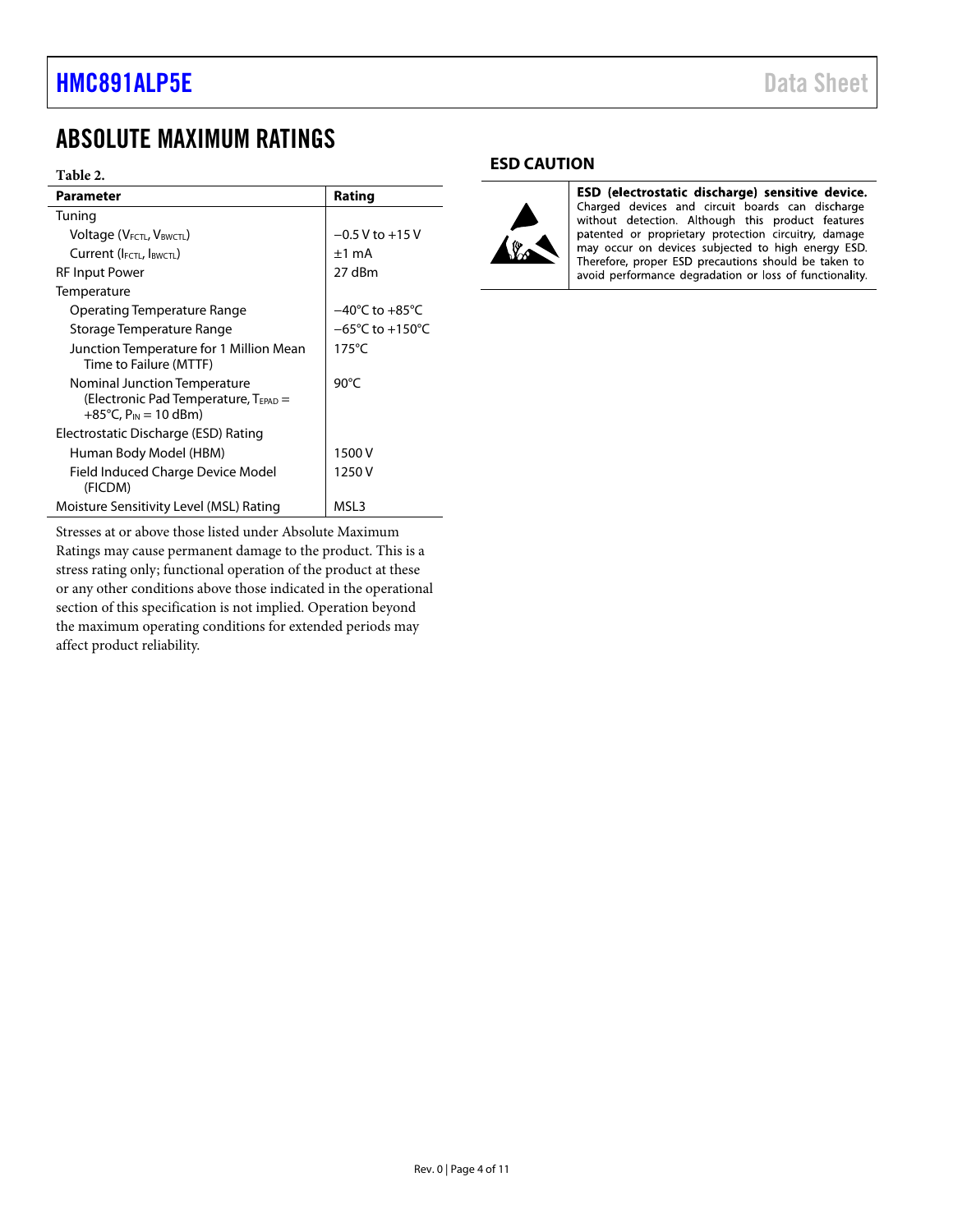## ABSOLUTE MAXIMUM RATINGS

**Table 2.**

| Parameter | Rating |
|---|---|
| Tuning | |
| Voltage ($V_{FCTL}$, $V_{BWCTL}$) | −0.5 V to +15 V |
| Current ($I_{FCTL}$, $I_{BWCTL}$) | ±1 mA |
| RF Input Power | 27 dBm |
| Temperature | |
| Operating Temperature Range | −40°C to +85°C |
| Storage Temperature Range | −65°C to +150°C |
| Junction Temperature for 1 Million Mean Time to Failure (MTTF) | 175°C |
| Nominal Junction Temperature (Electronic Pad Temperature, $T_{EPAD}$ = +85°C, $P_{IN}$ = 10 dBm) | 90°C |
| Electrostatic Discharge (ESD) Rating | |
| Human Body Model (HBM) | 1500 V |
| Field Induced Charge Device Model (FICDM) | 1250 V |
| Moisture Sensitivity Level (MSL) Rating | MSL3 |

Stresses at or above those listed under Absolute Maximum Ratings may cause permanent damage to the product. This is a stress rating only; functional operation of the product at these or any other conditions above those indicated in the operational section of this specification is not implied. Operation beyond the maximum operating conditions for extended periods may affect product reliability.

### ESD CAUTION

**ESD (electrostatic discharge) sensitive device.** Charged devices and circuit boards can discharge without detection. Although this product features patented or proprietary protection circuitry, damage may occur on devices subjected to high energy ESD. Therefore, proper ESD precautions should be taken to avoid performance degradation or loss of functionality.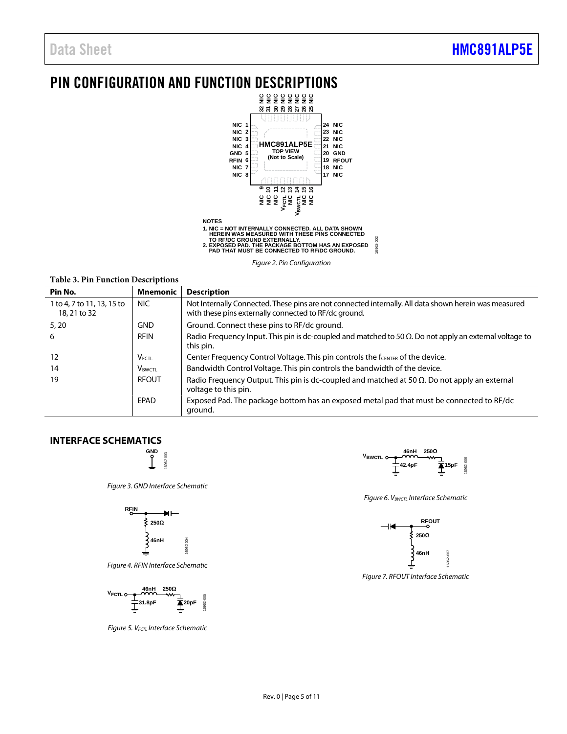# PIN CONFIGURATION AND FUNCTION DESCRIPTIONS

NOTES
1. NIC = NOT INTERNALLY CONNECTED. ALL DATA SHOWN HEREIN WAS MEASURED WITH THESE PINS CONNECTED TO RF/DC GROUND EXTERNALLY.
2. EXPOSED PAD. THE PACKAGE BOTTOM HAS AN EXPOSED PAD THAT MUST BE CONNECTED TO RF/DC GROUND.

*Figure 2. Pin Configuration*

**Table 3. Pin Function Descriptions**

| Pin No. | Mnemonic | Description |
|---|---|---|
| 1 to 4, 7 to 11, 13, 15 to 18, 21 to 32 | NIC | Not Internally Connected. These pins are not connected internally. All data shown herein was measured with these pins externally connected to RF/dc ground. |
| 5, 20 | GND | Ground. Connect these pins to RF/dc ground. |
| 6 | RFIN | Radio Frequency Input. This pin is dc-coupled and matched to 50 Ω. Do not apply an external voltage to this pin. |
| 12 | $V_{FCTL}$ | Center Frequency Control Voltage. This pin controls the $f_{CENTER}$ of the device. |
| 14 | $V_{BWCTL}$ | Bandwidth Control Voltage. This pin controls the bandwidth of the device. |
| 19 | RFOUT | Radio Frequency Output. This pin is dc-coupled and matched at 50 Ω. Do not apply an external voltage to this pin. |
| | EPAD | Exposed Pad. The package bottom has an exposed metal pad that must be connected to RF/dc ground. |

## INTERFACE SCHEMATICS

*Figure 3. GND Interface Schematic*

*Figure 4. RFIN Interface Schematic*

*Figure 5. $V_{FCTL}$ Interface Schematic*

*Figure 6. $V_{BWCTL}$ Interface Schematic*

*Figure 7. RFOUT Interface Schematic*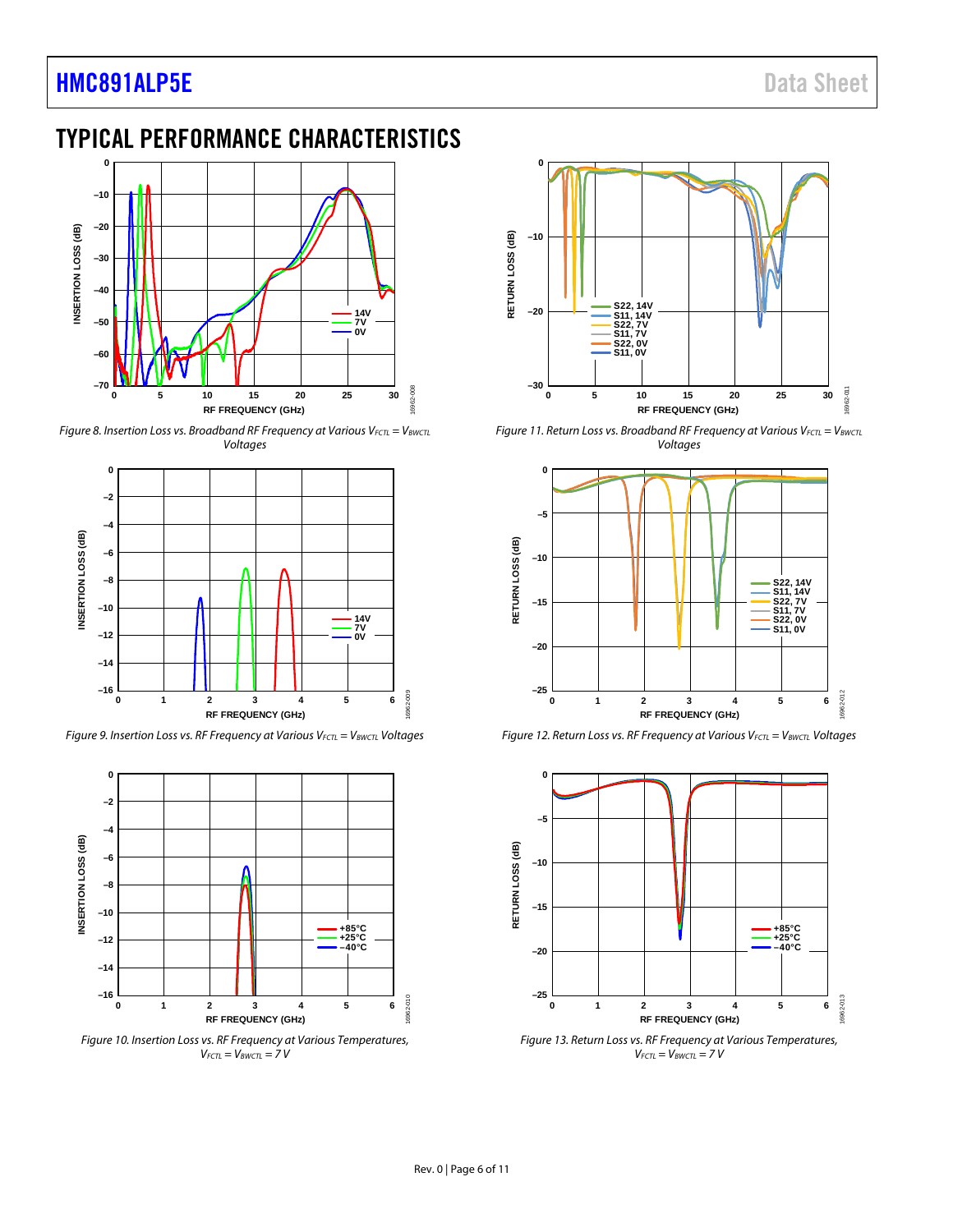## TYPICAL PERFORMANCE CHARACTERISTICS

Figure 8. Insertion Loss vs. Broadband RF Frequency at Various $V_{FCTL} = V_{BWCTL}$ Voltages

Figure 9. Insertion Loss vs. RF Frequency at Various $V_{FCTL} = V_{BWCTL}$ Voltages

Figure 10. Insertion Loss vs. RF Frequency at Various Temperatures, $V_{FCTL} = V_{BWCTL} = 7$ V

Figure 11. Return Loss vs. Broadband RF Frequency at Various $V_{FCTL} = V_{BWCTL}$ Voltages

Figure 12. Return Loss vs. RF Frequency at Various $V_{FCTL} = V_{BWCTL}$ Voltages

Figure 13. Return Loss vs. RF Frequency at Various Temperatures, $V_{FCTL} = V_{BWCTL} = 7$ V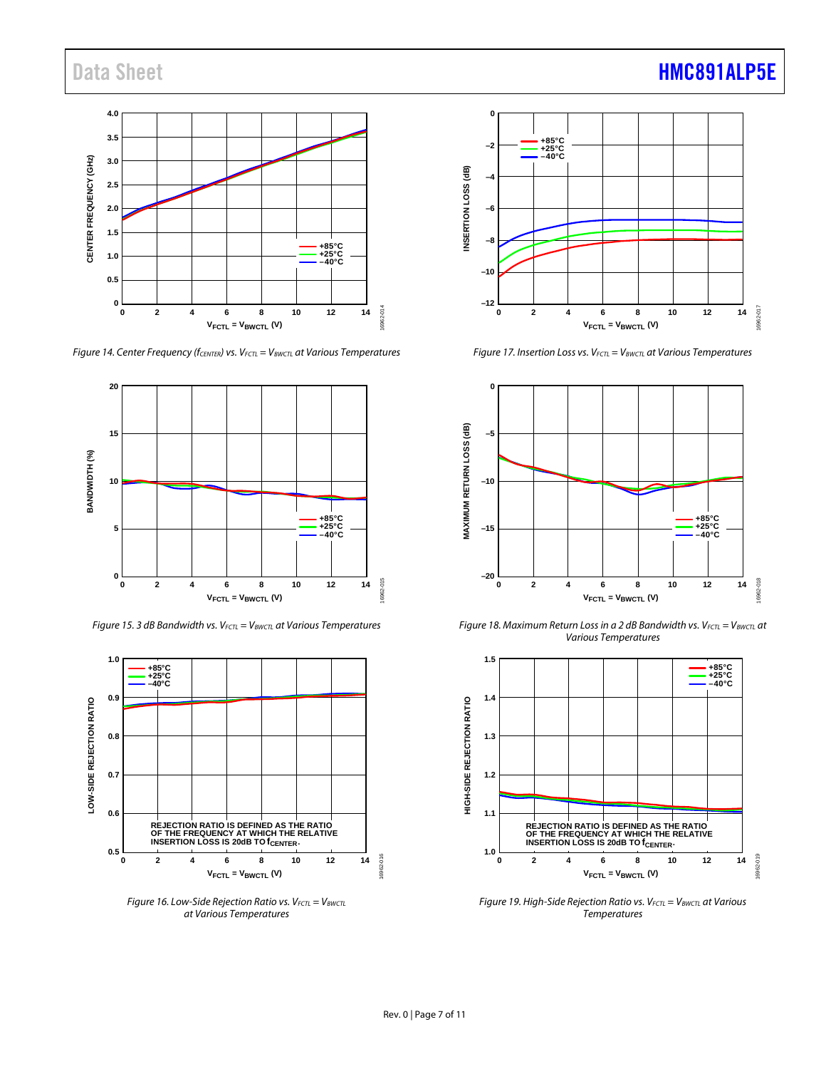Figure 14. Center Frequency ($f_{CENTER}$) vs. $V_{FCTL}$ = $V_{BWCTL}$ at Various Temperatures

Figure 17. Insertion Loss vs. $V_{FCTL}$ = $V_{BWCTL}$ at Various Temperatures

Figure 15. 3 dB Bandwidth vs. $V_{FCTL}$ = $V_{BWCTL}$ at Various Temperatures

Figure 18. Maximum Return Loss in a 2 dB Bandwidth vs. $V_{FCTL}$ = $V_{BWCTL}$ at Various Temperatures

Figure 16. Low-Side Rejection Ratio vs. $V_{FCTL}$ = $V_{BWCTL}$ at Various Temperatures

Figure 19. High-Side Rejection Ratio vs. $V_{FCTL}$ = $V_{BWCTL}$ at Various Temperatures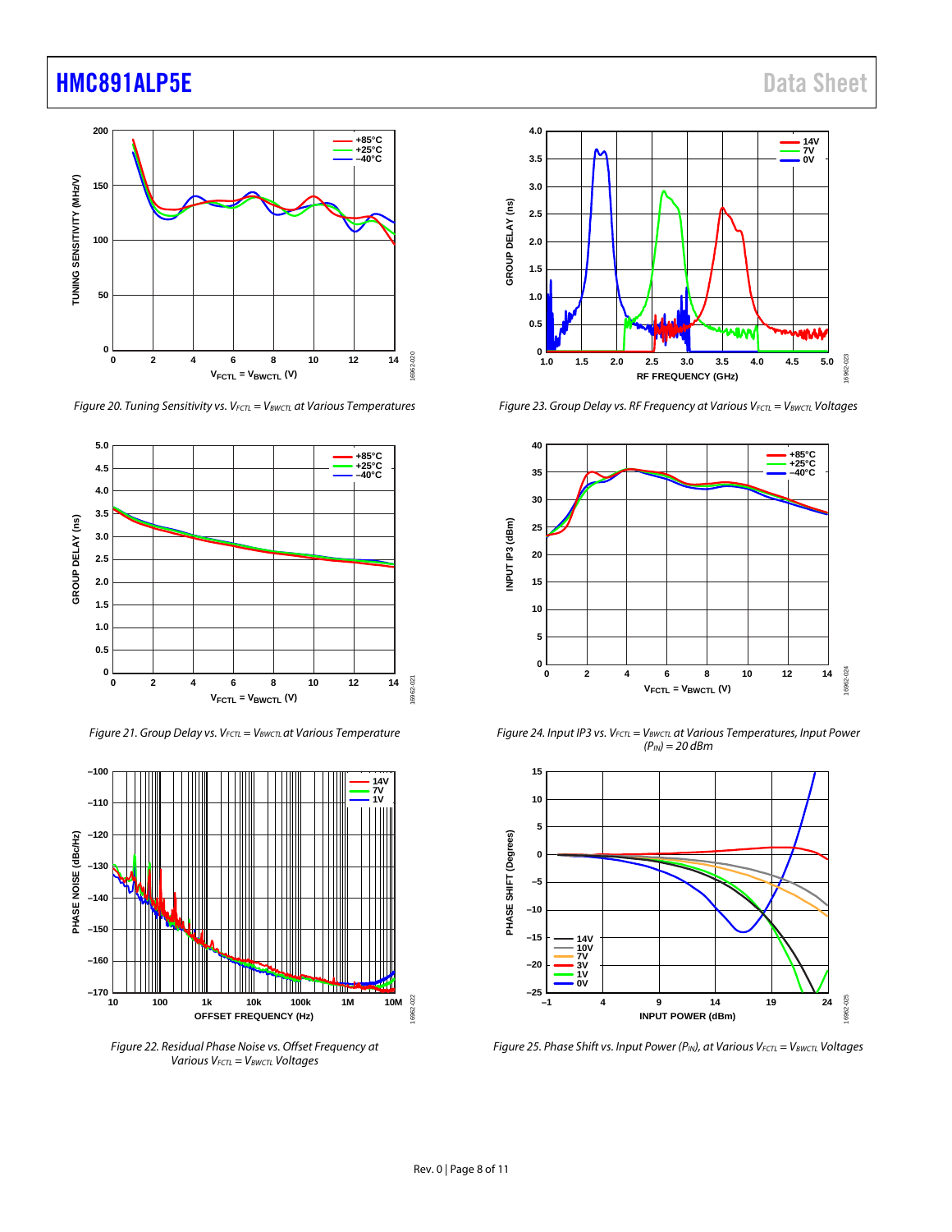Figure 20. Tuning Sensitivity vs. $V_{FCTL} = V_{BWCTL}$ at Various Temperatures

Figure 21. Group Delay vs. $V_{FCTL} = V_{BWCTL}$ at Various Temperature

Figure 22. Residual Phase Noise vs. Offset Frequency at Various $V_{FCTL} = V_{BWCTL}$ Voltages

Figure 23. Group Delay vs. RF Frequency at Various $V_{FCTL} = V_{BWCTL}$ Voltages

Figure 24. Input IP3 vs. $V_{FCTL} = V_{BWCTL}$ at Various Temperatures, Input Power ($P_{IN}$) = 20 dBm

Figure 25. Phase Shift vs. Input Power ($P_{IN}$), at Various $V_{FCTL} = V_{BWCTL}$ Voltages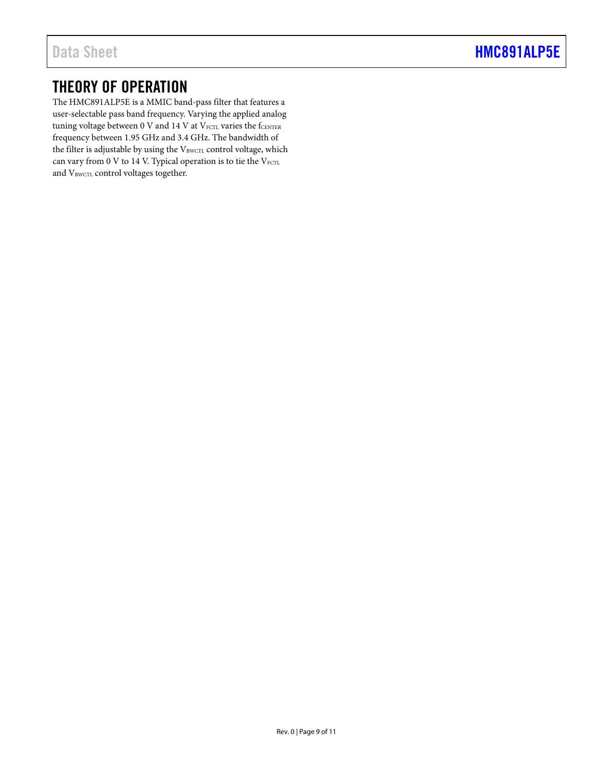# THEORY OF OPERATION

The HMC891ALP5E is a MMIC band-pass filter that features a user-selectable pass band frequency. Varying the applied analog tuning voltage between 0 V and 14 V at $V_{FCTL}$ varies the $f_{CENTER}$ frequency between 1.95 GHz and 3.4 GHz. The bandwidth of the filter is adjustable by using the $V_{BWCTL}$ control voltage, which can vary from 0 V to 14 V. Typical operation is to tie the $V_{FCTL}$ and $V_{BWCTL}$ control voltages together.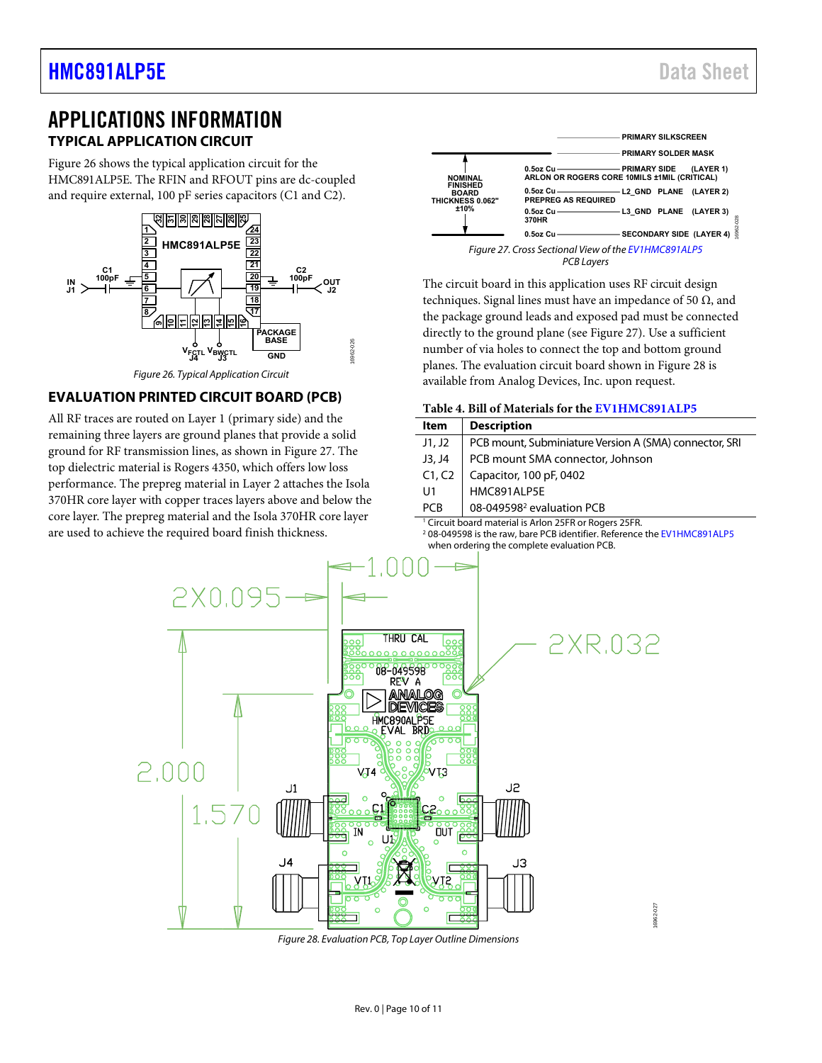# APPLICATIONS INFORMATION

## TYPICAL APPLICATION CIRCUIT

Figure 26 shows the typical application circuit for the HMC891ALP5E. The RFIN and RFOUT pins are dc-coupled and require external, 100 pF series capacitors (C1 and C2).

Figure 26. Typical Application Circuit

## EVALUATION PRINTED CIRCUIT BOARD (PCB)

All RF traces are routed on Layer 1 (primary side) and the remaining three layers are ground planes that provide a solid ground for RF transmission lines, as shown in Figure 27. The top dielectric material is Rogers 4350, which offers low loss performance. The prepreg material in Layer 2 attaches the Isola 370HR core layer with copper traces layers above and below the core layer. The prepreg material and the Isola 370HR core layer are used to achieve the required board finish thickness.

Figure 27. Cross Sectional View of the EV1HMC891ALP5 PCB Layers

The circuit board in this application uses RF circuit design techniques. Signal lines must have an impedance of 50 Ω, and the package ground leads and exposed pad must be connected directly to the ground plane (see Figure 27). Use a sufficient number of via holes to connect the top and bottom ground planes. The evaluation circuit board shown in Figure 28 is available from Analog Devices, Inc. upon request.

**Table 4. Bill of Materials for the EV1HMC891ALP5**

| Item | Description |
|---|---|
| J1, J2 | PCB mount, Subminiature Version A (SMA) connector, SRI |
| J3, J4 | PCB mount SMA connector, Johnson |
| C1, C2 | Capacitor, 100 pF, 0402 |
| U1 | HMC891ALP5E |
| PCB | 08-049598[2] evaluation PCB |

[1] Circuit board material is Arlon 25FR or Rogers 25FR.
[2] 08-049598 is the raw, bare PCB identifier. Reference the EV1HMC891ALP5 when ordering the complete evaluation PCB.

Figure 28. Evaluation PCB, Top Layer Outline Dimensions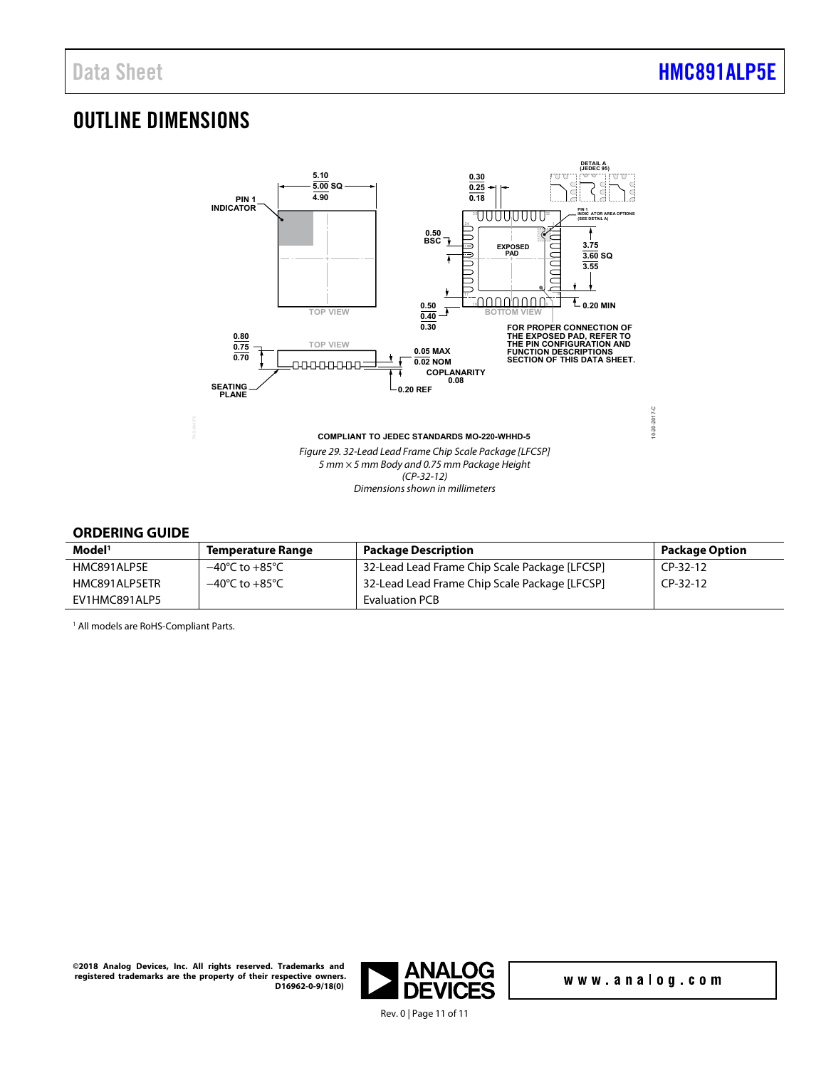## OUTLINE DIMENSIONS

5.10
5.00 SQ
4.90
PIN 1 INDICATOR
TOP VIEW
0.30
0.25
0.18
DETAIL A (JEDEC 95)
PIN 1 INDIC ATOR AREA OPTIONS (SEE DETAIL A)
0.50 BSC
EXPOSED PAD
3.75
3.60 SQ
3.55
0.50
0.40
0.30
BOTTOM VIEW
0.20 MIN
FOR PROPER CONNECTION OF THE EXPOSED PAD, REFER TO THE PIN CONFIGURATION AND FUNCTION DESCRIPTIONS SECTION OF THIS DATA SHEET.
0.80
0.75
0.70
SEATING PLANE
0.05 MAX
0.02 NOM
COPLANARITY 0.08
0.20 REF
COMPLIANT TO JEDEC STANDARDS MO-220-WHHD-5
10-20-2017-C

*Figure 29. 32-Lead Lead Frame Chip Scale Package [LFCSP]*
*5 mm × 5 mm Body and 0.75 mm Package Height*
*(CP-32-12)*
*Dimensions shown in millimeters*

## ORDERING GUIDE

| Model[1] | Temperature Range | Package Description | Package Option |
|---|---|---|---|
| HMC891ALP5E | −40°C to +85°C | 32-Lead Lead Frame Chip Scale Package [LFCSP] | CP-32-12 |
| HMC891ALP5ETR | −40°C to +85°C | 32-Lead Lead Frame Chip Scale Package [LFCSP] | CP-32-12 |
| EV1HMC891ALP5 | | Evaluation PCB | |

[1] All models are RoHS-Compliant Parts.

**©2018 Analog Devices, Inc. All rights reserved. Trademarks and registered trademarks are the property of their respective owners. D16962-0-9/18(0)**

www.analog.com